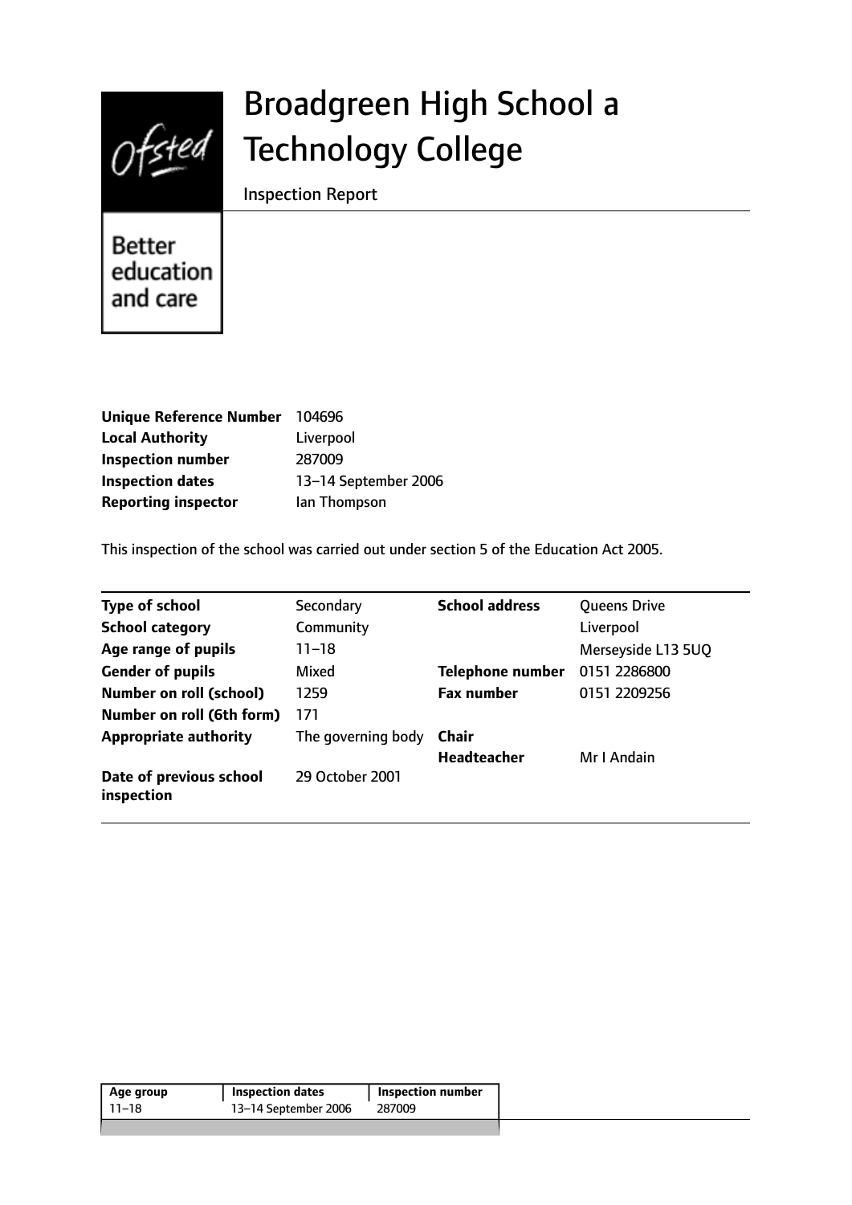# Broadgreen High School a Technology College

Inspection Report

Better education and care

| | |
|---|---|
| **Unique Reference Number** | 104696 |
| **Local Authority** | Liverpool |
| **Inspection number** | 287009 |
| **Inspection dates** | 13–14 September 2006 |
| **Reporting inspector** | Ian Thompson |

This inspection of the school was carried out under section 5 of the Education Act 2005.

| | | | |
|---|---|---|---|
| **Type of school** | Secondary | **School address** | Queens Drive |
| **School category** | Community | | Liverpool |
| **Age range of pupils** | 11–18 | | Merseyside L13 5UQ |
| **Gender of pupils** | Mixed | **Telephone number** | 0151 2286800 |
| **Number on roll (school)** | 1259 | **Fax number** | 0151 2209256 |
| **Number on roll (6th form)** | 171 | | |
| **Appropriate authority** | The governing body | **Chair** | |
| | | **Headteacher** | Mr I Andain |
| **Date of previous school inspection** | 29 October 2001 | | |

| Age group | Inspection dates | Inspection number |
|---|---|---|
| 11–18 | 13–14 September 2006 | 287009 |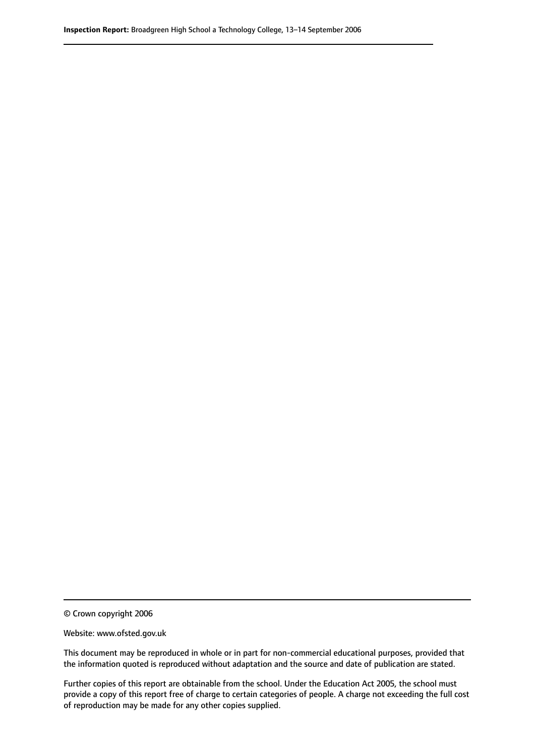© Crown copyright 2006

Website: www.ofsted.gov.uk

This document may be reproduced in whole or in part for non-commercial educational purposes, provided that the information quoted is reproduced without adaptation and the source and date of publication are stated.

Further copies of this report are obtainable from the school. Under the Education Act 2005, the school must provide a copy of this report free of charge to certain categories of people. A charge not exceeding the full cost of reproduction may be made for any other copies supplied.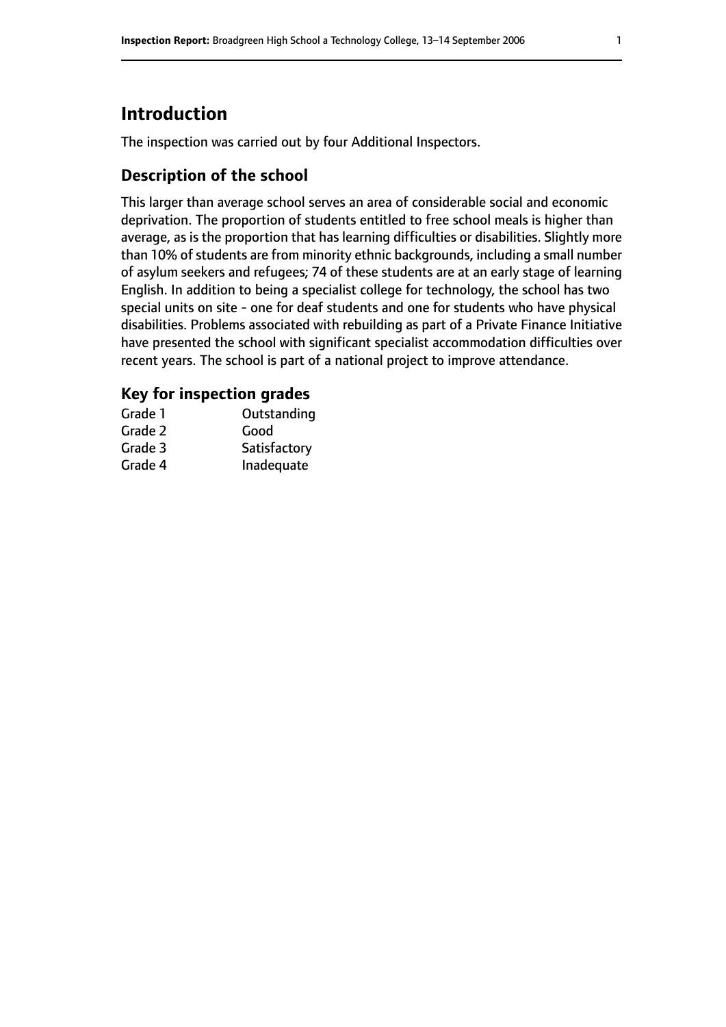## Introduction

The inspection was carried out by four Additional Inspectors.

### Description of the school

This larger than average school serves an area of considerable social and economic deprivation. The proportion of students entitled to free school meals is higher than average, as is the proportion that has learning difficulties or disabilities. Slightly more than 10% of students are from minority ethnic backgrounds, including a small number of asylum seekers and refugees; 74 of these students are at an early stage of learning English. In addition to being a specialist college for technology, the school has two special units on site - one for deaf students and one for students who have physical disabilities. Problems associated with rebuilding as part of a Private Finance Initiative have presented the school with significant specialist accommodation difficulties over recent years. The school is part of a national project to improve attendance.

### Key for inspection grades

| | |
|---|---|
| Grade 1 | Outstanding |
| Grade 2 | Good |
| Grade 3 | Satisfactory |
| Grade 4 | Inadequate |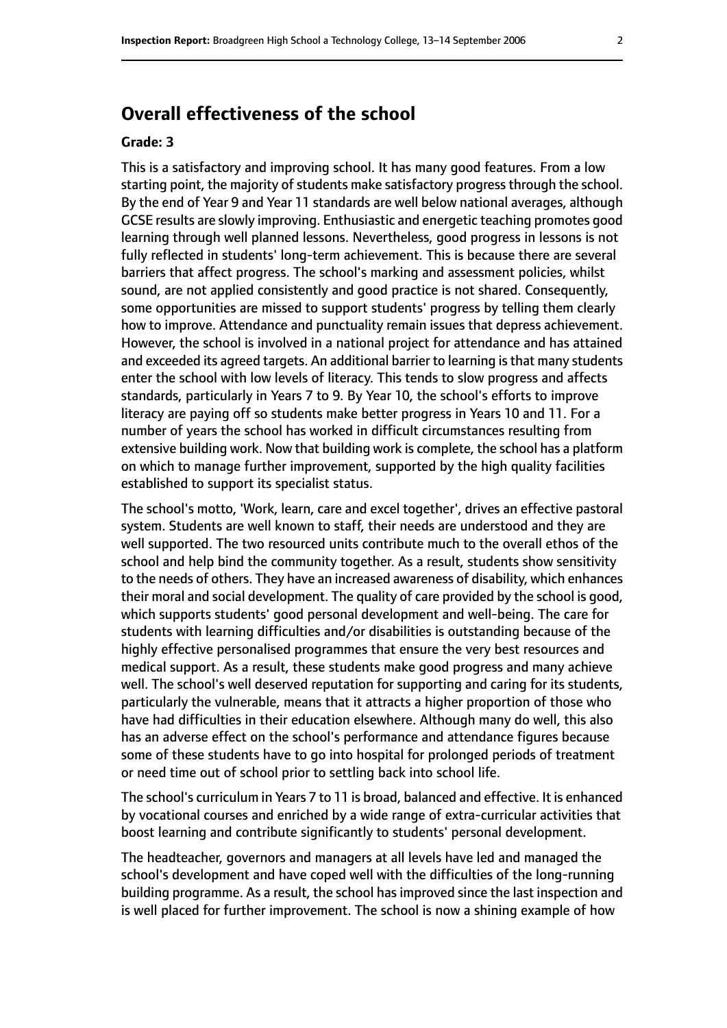## Overall effectiveness of the school

### Grade: 3

This is a satisfactory and improving school. It has many good features. From a low starting point, the majority of students make satisfactory progress through the school. By the end of Year 9 and Year 11 standards are well below national averages, although GCSE results are slowly improving. Enthusiastic and energetic teaching promotes good learning through well planned lessons. Nevertheless, good progress in lessons is not fully reflected in students' long-term achievement. This is because there are several barriers that affect progress. The school's marking and assessment policies, whilst sound, are not applied consistently and good practice is not shared. Consequently, some opportunities are missed to support students' progress by telling them clearly how to improve. Attendance and punctuality remain issues that depress achievement. However, the school is involved in a national project for attendance and has attained and exceeded its agreed targets. An additional barrier to learning is that many students enter the school with low levels of literacy. This tends to slow progress and affects standards, particularly in Years 7 to 9. By Year 10, the school's efforts to improve literacy are paying off so students make better progress in Years 10 and 11. For a number of years the school has worked in difficult circumstances resulting from extensive building work. Now that building work is complete, the school has a platform on which to manage further improvement, supported by the high quality facilities established to support its specialist status.

The school's motto, 'Work, learn, care and excel together', drives an effective pastoral system. Students are well known to staff, their needs are understood and they are well supported. The two resourced units contribute much to the overall ethos of the school and help bind the community together. As a result, students show sensitivity to the needs of others. They have an increased awareness of disability, which enhances their moral and social development. The quality of care provided by the school is good, which supports students' good personal development and well-being. The care for students with learning difficulties and/or disabilities is outstanding because of the highly effective personalised programmes that ensure the very best resources and medical support. As a result, these students make good progress and many achieve well. The school's well deserved reputation for supporting and caring for its students, particularly the vulnerable, means that it attracts a higher proportion of those who have had difficulties in their education elsewhere. Although many do well, this also has an adverse effect on the school's performance and attendance figures because some of these students have to go into hospital for prolonged periods of treatment or need time out of school prior to settling back into school life.

The school's curriculum in Years 7 to 11 is broad, balanced and effective. It is enhanced by vocational courses and enriched by a wide range of extra-curricular activities that boost learning and contribute significantly to students' personal development.

The headteacher, governors and managers at all levels have led and managed the school's development and have coped well with the difficulties of the long-running building programme. As a result, the school has improved since the last inspection and is well placed for further improvement. The school is now a shining example of how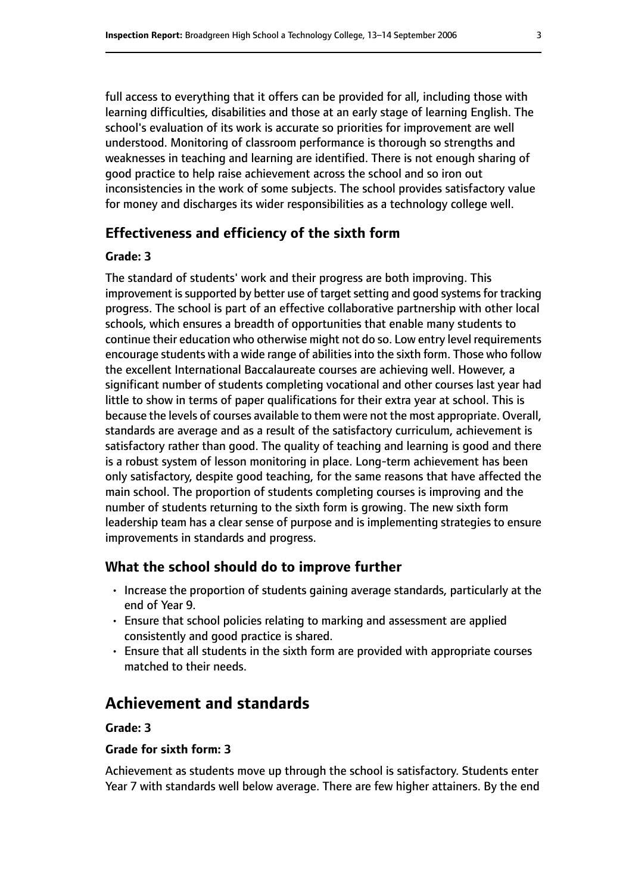full access to everything that it offers can be provided for all, including those with learning difficulties, disabilities and those at an early stage of learning English. The school's evaluation of its work is accurate so priorities for improvement are well understood. Monitoring of classroom performance is thorough so strengths and weaknesses in teaching and learning are identified. There is not enough sharing of good practice to help raise achievement across the school and so iron out inconsistencies in the work of some subjects. The school provides satisfactory value for money and discharges its wider responsibilities as a technology college well.

### Effectiveness and efficiency of the sixth form

#### Grade: 3

The standard of students' work and their progress are both improving. This improvement is supported by better use of target setting and good systems for tracking progress. The school is part of an effective collaborative partnership with other local schools, which ensures a breadth of opportunities that enable many students to continue their education who otherwise might not do so. Low entry level requirements encourage students with a wide range of abilities into the sixth form. Those who follow the excellent International Baccalaureate courses are achieving well. However, a significant number of students completing vocational and other courses last year had little to show in terms of paper qualifications for their extra year at school. This is because the levels of courses available to them were not the most appropriate. Overall, standards are average and as a result of the satisfactory curriculum, achievement is satisfactory rather than good. The quality of teaching and learning is good and there is a robust system of lesson monitoring in place. Long-term achievement has been only satisfactory, despite good teaching, for the same reasons that have affected the main school. The proportion of students completing courses is improving and the number of students returning to the sixth form is growing. The new sixth form leadership team has a clear sense of purpose and is implementing strategies to ensure improvements in standards and progress.

### What the school should do to improve further

- Increase the proportion of students gaining average standards, particularly at the end of Year 9.
- Ensure that school policies relating to marking and assessment are applied consistently and good practice is shared.
- Ensure that all students in the sixth form are provided with appropriate courses matched to their needs.

## Achievement and standards

#### Grade: 3

#### Grade for sixth form: 3

Achievement as students move up through the school is satisfactory. Students enter Year 7 with standards well below average. There are few higher attainers. By the end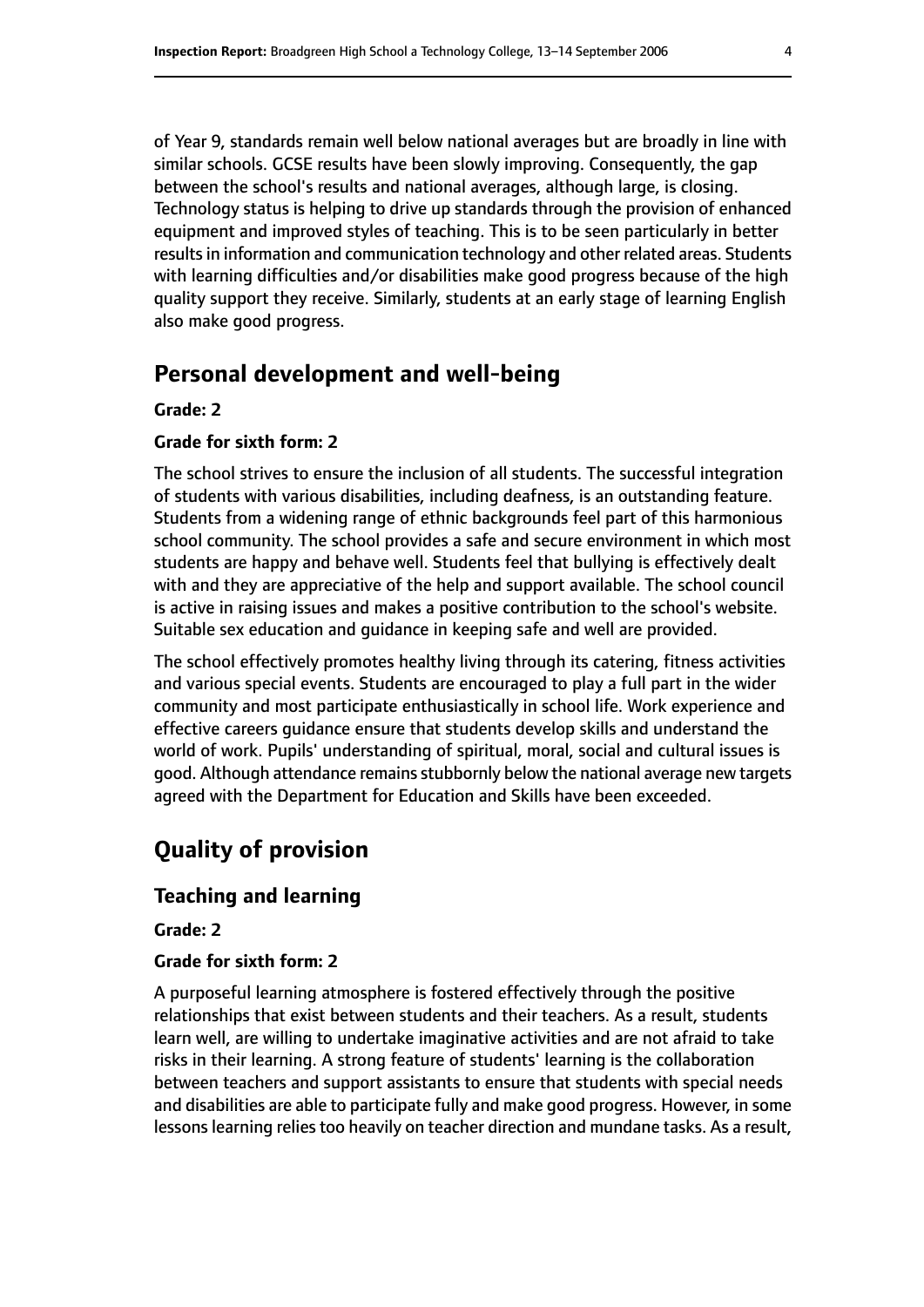of Year 9, standards remain well below national averages but are broadly in line with similar schools. GCSE results have been slowly improving. Consequently, the gap between the school's results and national averages, although large, is closing. Technology status is helping to drive up standards through the provision of enhanced equipment and improved styles of teaching. This is to be seen particularly in better results in information and communication technology and other related areas. Students with learning difficulties and/or disabilities make good progress because of the high quality support they receive. Similarly, students at an early stage of learning English also make good progress.

## Personal development and well-being

**Grade: 2**

**Grade for sixth form: 2**

The school strives to ensure the inclusion of all students. The successful integration of students with various disabilities, including deafness, is an outstanding feature. Students from a widening range of ethnic backgrounds feel part of this harmonious school community. The school provides a safe and secure environment in which most students are happy and behave well. Students feel that bullying is effectively dealt with and they are appreciative of the help and support available. The school council is active in raising issues and makes a positive contribution to the school's website. Suitable sex education and guidance in keeping safe and well are provided.

The school effectively promotes healthy living through its catering, fitness activities and various special events. Students are encouraged to play a full part in the wider community and most participate enthusiastically in school life. Work experience and effective careers guidance ensure that students develop skills and understand the world of work. Pupils' understanding of spiritual, moral, social and cultural issues is good. Although attendance remains stubbornly below the national average new targets agreed with the Department for Education and Skills have been exceeded.

# Quality of provision

## Teaching and learning

**Grade: 2**

**Grade for sixth form: 2**

A purposeful learning atmosphere is fostered effectively through the positive relationships that exist between students and their teachers. As a result, students learn well, are willing to undertake imaginative activities and are not afraid to take risks in their learning. A strong feature of students' learning is the collaboration between teachers and support assistants to ensure that students with special needs and disabilities are able to participate fully and make good progress. However, in some lessons learning relies too heavily on teacher direction and mundane tasks. As a result,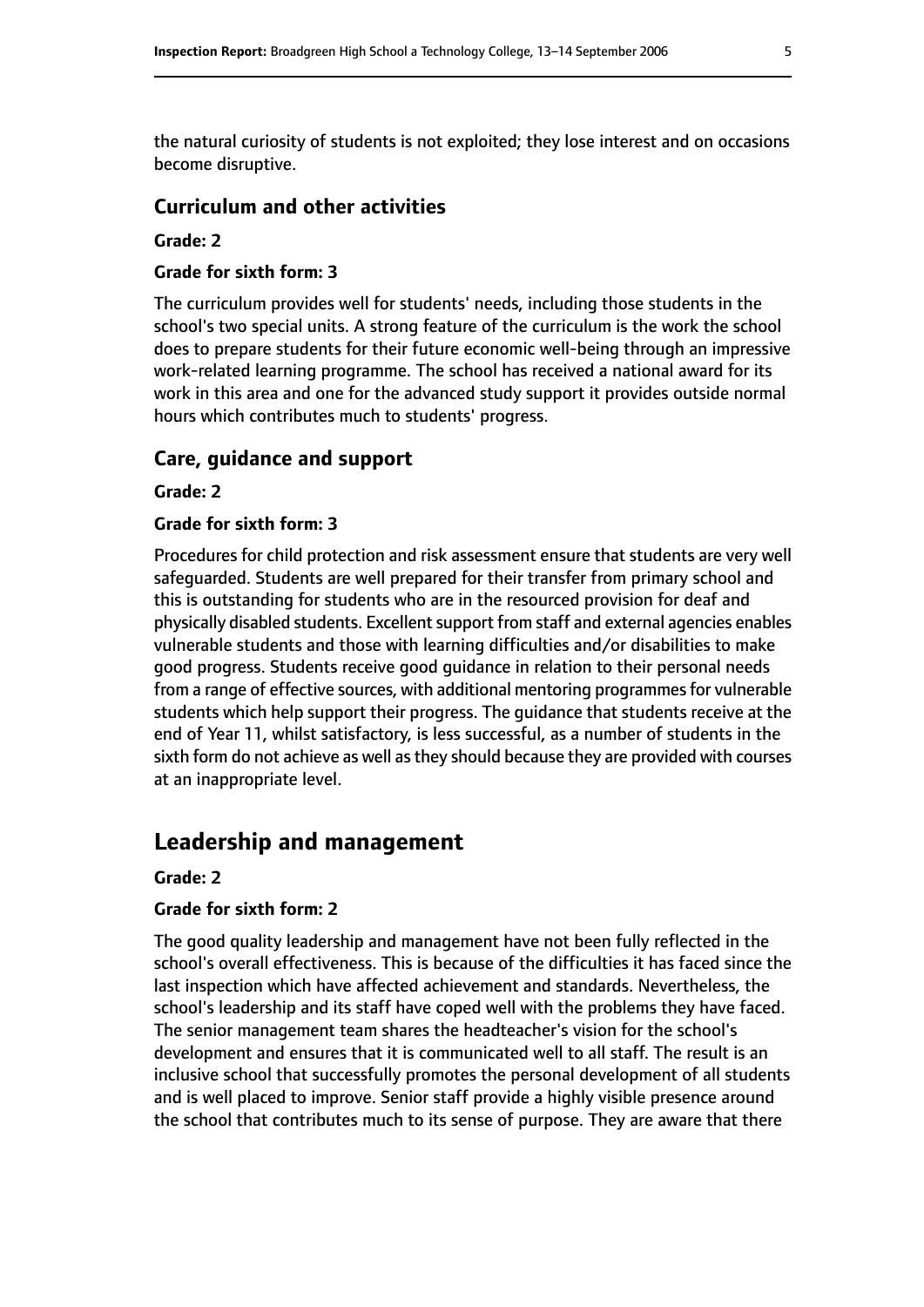the natural curiosity of students is not exploited; they lose interest and on occasions become disruptive.

### Curriculum and other activities

**Grade: 2**

**Grade for sixth form: 3**

The curriculum provides well for students' needs, including those students in the school's two special units. A strong feature of the curriculum is the work the school does to prepare students for their future economic well-being through an impressive work-related learning programme. The school has received a national award for its work in this area and one for the advanced study support it provides outside normal hours which contributes much to students' progress.

### Care, guidance and support

**Grade: 2**

**Grade for sixth form: 3**

Procedures for child protection and risk assessment ensure that students are very well safeguarded. Students are well prepared for their transfer from primary school and this is outstanding for students who are in the resourced provision for deaf and physically disabled students. Excellent support from staff and external agencies enables vulnerable students and those with learning difficulties and/or disabilities to make good progress. Students receive good guidance in relation to their personal needs from a range of effective sources, with additional mentoring programmes for vulnerable students which help support their progress. The guidance that students receive at the end of Year 11, whilst satisfactory, is less successful, as a number of students in the sixth form do not achieve as well as they should because they are provided with courses at an inappropriate level.

## Leadership and management

**Grade: 2**

**Grade for sixth form: 2**

The good quality leadership and management have not been fully reflected in the school's overall effectiveness. This is because of the difficulties it has faced since the last inspection which have affected achievement and standards. Nevertheless, the school's leadership and its staff have coped well with the problems they have faced. The senior management team shares the headteacher's vision for the school's development and ensures that it is communicated well to all staff. The result is an inclusive school that successfully promotes the personal development of all students and is well placed to improve. Senior staff provide a highly visible presence around the school that contributes much to its sense of purpose. They are aware that there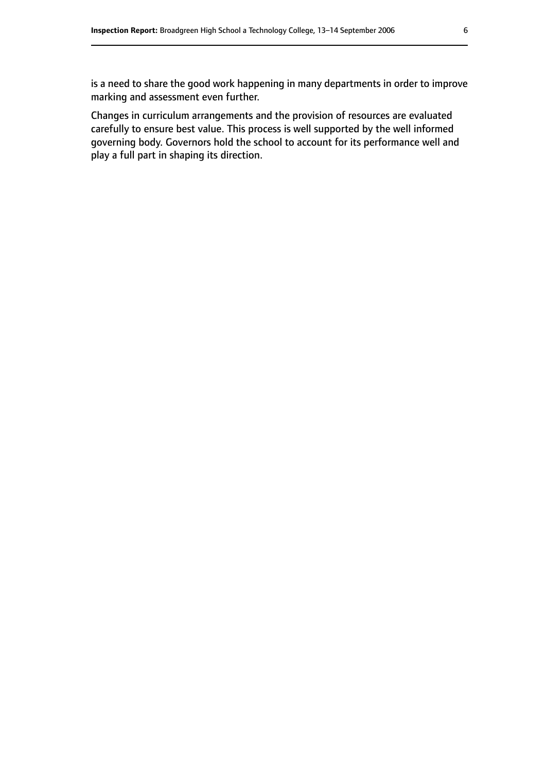is a need to share the good work happening in many departments in order to improve marking and assessment even further.

Changes in curriculum arrangements and the provision of resources are evaluated carefully to ensure best value. This process is well supported by the well informed governing body. Governors hold the school to account for its performance well and play a full part in shaping its direction.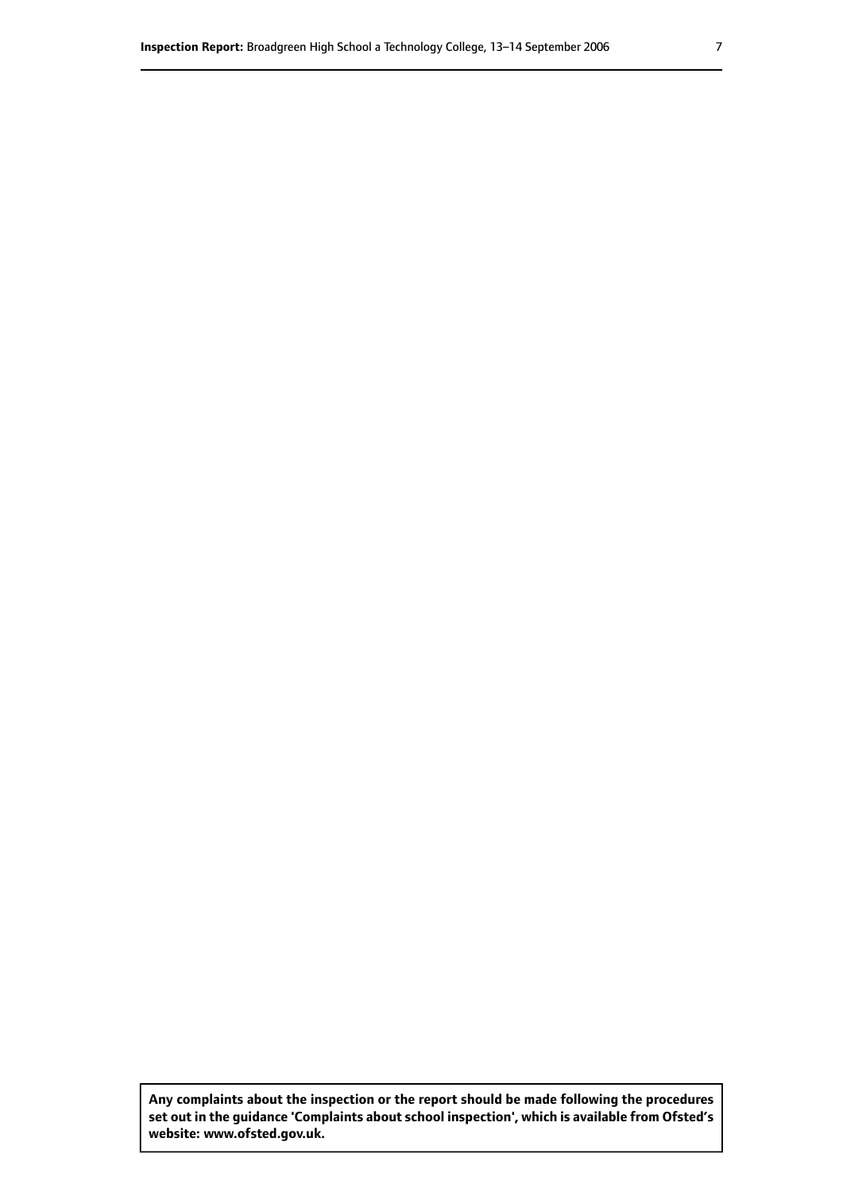**Any complaints about the inspection or the report should be made following the procedures set out in the guidance 'Complaints about school inspection', which is available from Ofsted's website: www.ofsted.gov.uk.**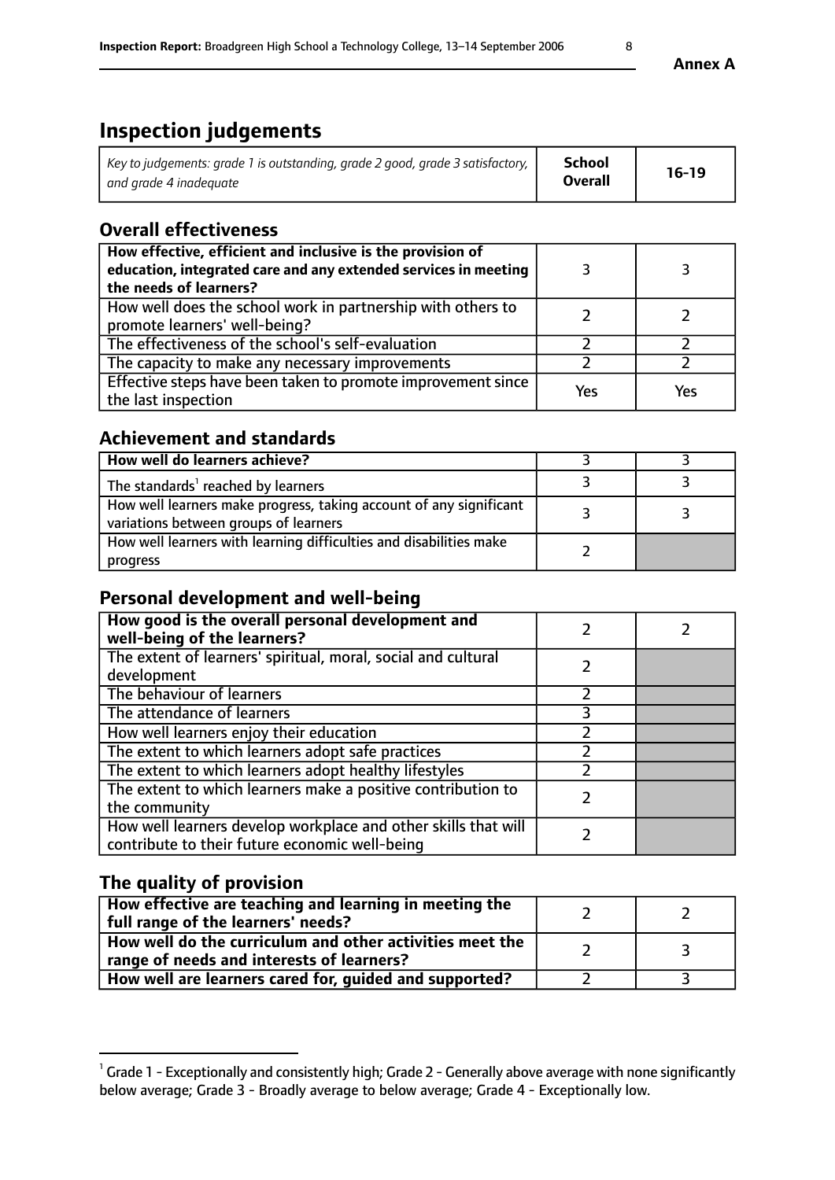**Annex A**

# Inspection judgements

| *Key to judgements: grade 1 is outstanding, grade 2 good, grade 3 satisfactory, and grade 4 inadequate* | **School Overall** | **16-19** |
|---|---|---|

## Overall effectiveness

| | | |
|---|---|---|
| **How effective, efficient and inclusive is the provision of education, integrated care and any extended services in meeting the needs of learners?** | 3 | 3 |
| How well does the school work in partnership with others to promote learners' well-being? | 2 | 2 |
| The effectiveness of the school's self-evaluation | 2 | 2 |
| The capacity to make any necessary improvements | 2 | 2 |
| Effective steps have been taken to promote improvement since the last inspection | Yes | Yes |

## Achievement and standards

| | | |
|---|---|---|
| **How well do learners achieve?** | 3 | 3 |
| The standards[1] reached by learners | 3 | 3 |
| How well learners make progress, taking account of any significant variations between groups of learners | 3 | 3 |
| How well learners with learning difficulties and disabilities make progress | 2 | |

## Personal development and well-being

| | | |
|---|---|---|
| **How good is the overall personal development and well-being of the learners?** | 2 | 2 |
| The extent of learners' spiritual, moral, social and cultural development | 2 | |
| The behaviour of learners | 2 | |
| The attendance of learners | 3 | |
| How well learners enjoy their education | 2 | |
| The extent to which learners adopt safe practices | 2 | |
| The extent to which learners adopt healthy lifestyles | 2 | |
| The extent to which learners make a positive contribution to the community | 2 | |
| How well learners develop workplace and other skills that will contribute to their future economic well-being | 2 | |

## The quality of provision

| | | |
|---|---|---|
| **How effective are teaching and learning in meeting the full range of the learners' needs?** | 2 | 2 |
| **How well do the curriculum and other activities meet the range of needs and interests of learners?** | 2 | 3 |
| **How well are learners cared for, guided and supported?** | 2 | 3 |

[1] Grade 1 - Exceptionally and consistently high; Grade 2 - Generally above average with none significantly below average; Grade 3 - Broadly average to below average; Grade 4 - Exceptionally low.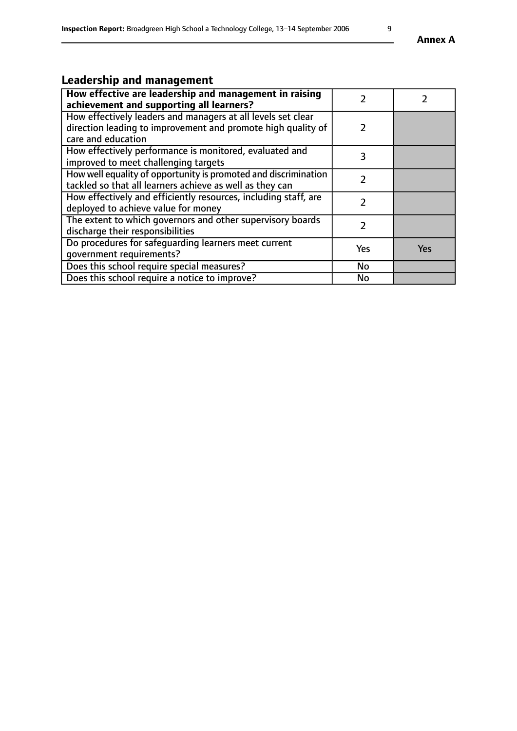## Leadership and management

| How effective are leadership and management in raising achievement and supporting all learners? | 2 | 2 |
|---|---|---|
| How effectively leaders and managers at all levels set clear direction leading to improvement and promote high quality of care and education | 2 | |
| How effectively performance is monitored, evaluated and improved to meet challenging targets | 3 | |
| How well equality of opportunity is promoted and discrimination tackled so that all learners achieve as well as they can | 2 | |
| How effectively and efficiently resources, including staff, are deployed to achieve value for money | 2 | |
| The extent to which governors and other supervisory boards discharge their responsibilities | 2 | |
| Do procedures for safeguarding learners meet current government requirements? | Yes | Yes |
| Does this school require special measures? | No | |
| Does this school require a notice to improve? | No | |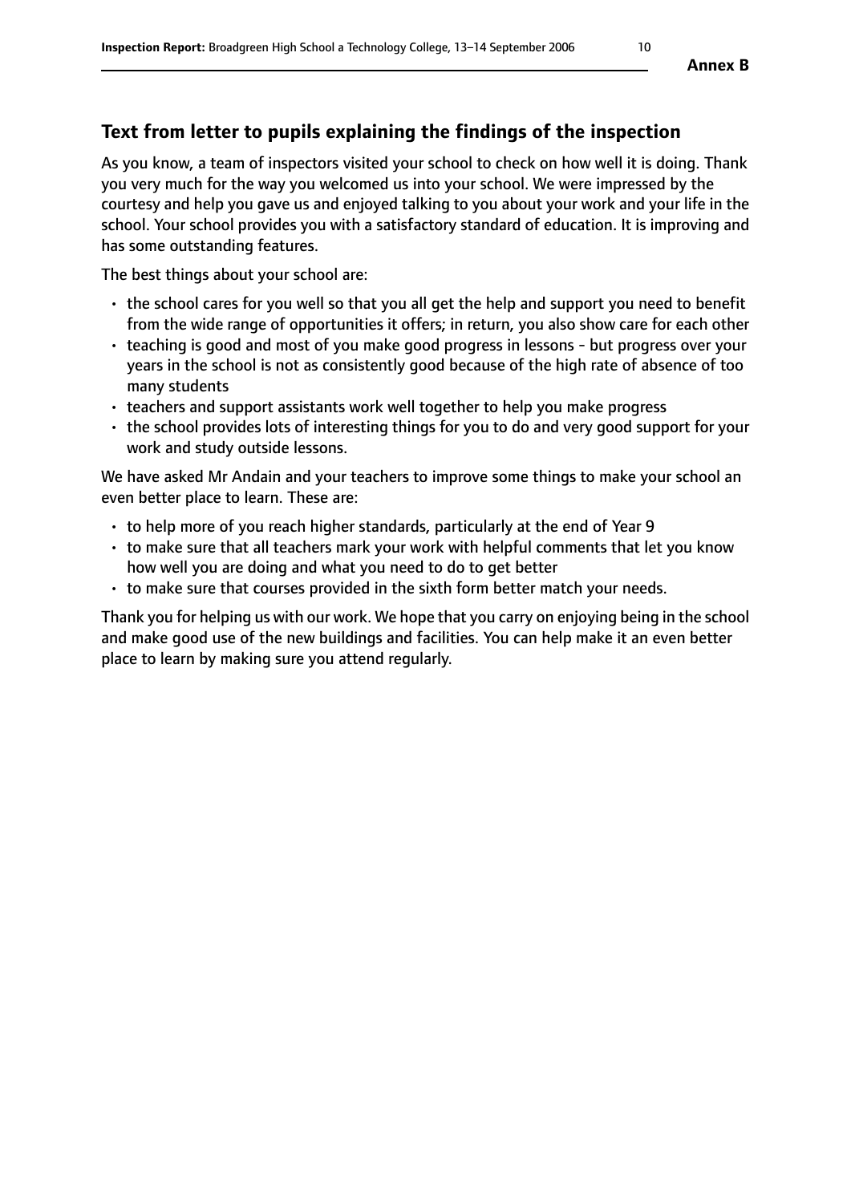## Text from letter to pupils explaining the findings of the inspection

As you know, a team of inspectors visited your school to check on how well it is doing. Thank you very much for the way you welcomed us into your school. We were impressed by the courtesy and help you gave us and enjoyed talking to you about your work and your life in the school. Your school provides you with a satisfactory standard of education. It is improving and has some outstanding features.

The best things about your school are:

- the school cares for you well so that you all get the help and support you need to benefit from the wide range of opportunities it offers; in return, you also show care for each other
- teaching is good and most of you make good progress in lessons - but progress over your years in the school is not as consistently good because of the high rate of absence of too many students
- teachers and support assistants work well together to help you make progress
- the school provides lots of interesting things for you to do and very good support for your work and study outside lessons.

We have asked Mr Andain and your teachers to improve some things to make your school an even better place to learn. These are:

- to help more of you reach higher standards, particularly at the end of Year 9
- to make sure that all teachers mark your work with helpful comments that let you know how well you are doing and what you need to do to get better
- to make sure that courses provided in the sixth form better match your needs.

Thank you for helping us with our work. We hope that you carry on enjoying being in the school and make good use of the new buildings and facilities. You can help make it an even better place to learn by making sure you attend regularly.